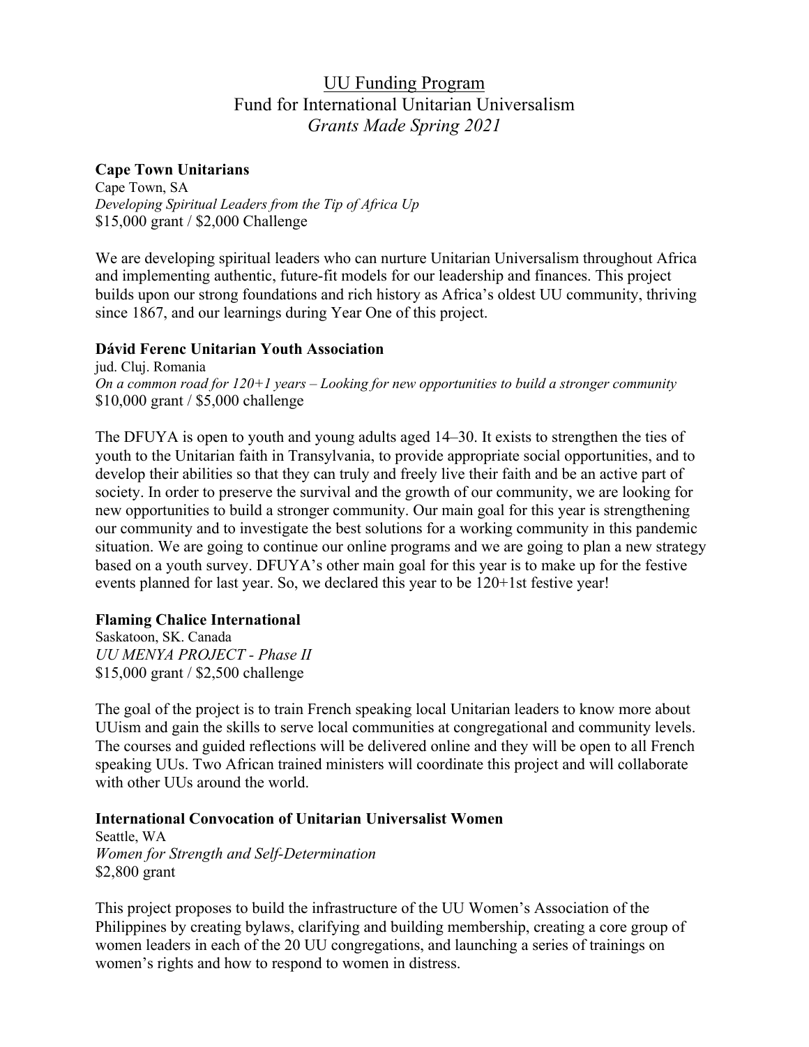# UU Funding Program
## Fund for International Unitarian Universalism
### *Grants Made Spring 2021*

**Cape Town Unitarians**
Cape Town, SA
*Developing Spiritual Leaders from the Tip of Africa Up*
$15,000 grant / $2,000 Challenge

We are developing spiritual leaders who can nurture Unitarian Universalism throughout Africa and implementing authentic, future-fit models for our leadership and finances. This project builds upon our strong foundations and rich history as Africa's oldest UU community, thriving since 1867, and our learnings during Year One of this project.

**Dávid Ferenc Unitarian Youth Association**
jud. Cluj. Romania
*On a common road for 120+1 years – Looking for new opportunities to build a stronger community*
$10,000 grant / $5,000 challenge

The DFUYA is open to youth and young adults aged 14–30. It exists to strengthen the ties of youth to the Unitarian faith in Transylvania, to provide appropriate social opportunities, and to develop their abilities so that they can truly and freely live their faith and be an active part of society. In order to preserve the survival and the growth of our community, we are looking for new opportunities to build a stronger community. Our main goal for this year is strengthening our community and to investigate the best solutions for a working community in this pandemic situation. We are going to continue our online programs and we are going to plan a new strategy based on a youth survey. DFUYA's other main goal for this year is to make up for the festive events planned for last year. So, we declared this year to be 120+1st festive year!

**Flaming Chalice International**
Saskatoon, SK. Canada
*UU MENYA PROJECT - Phase II*
$15,000 grant / $2,500 challenge

The goal of the project is to train French speaking local Unitarian leaders to know more about UUism and gain the skills to serve local communities at congregational and community levels. The courses and guided reflections will be delivered online and they will be open to all French speaking UUs. Two African trained ministers will coordinate this project and will collaborate with other UUs around the world.

**International Convocation of Unitarian Universalist Women**
Seattle, WA
*Women for Strength and Self-Determination*
$2,800 grant

This project proposes to build the infrastructure of the UU Women's Association of the Philippines by creating bylaws, clarifying and building membership, creating a core group of women leaders in each of the 20 UU congregations, and launching a series of trainings on women's rights and how to respond to women in distress.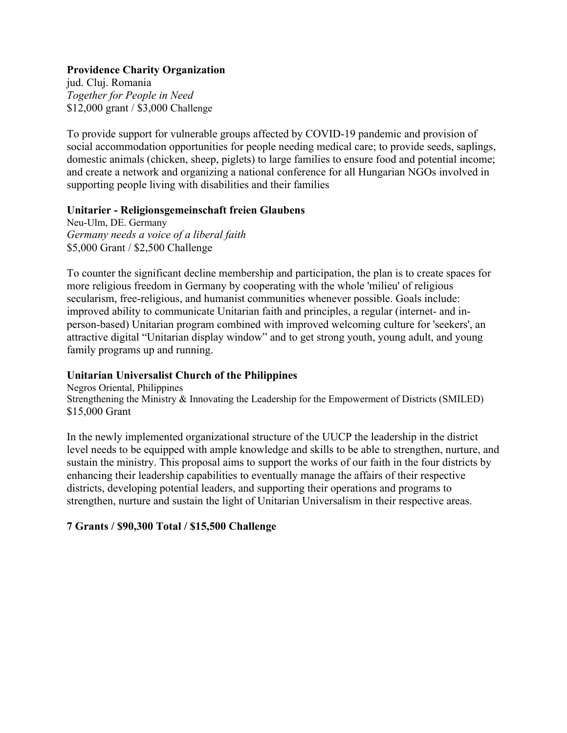**Providence Charity Organization**
jud. Cluj. Romania
*Together for People in Need*
$12,000 grant / $3,000 Challenge

To provide support for vulnerable groups affected by COVID-19 pandemic and provision of social accommodation opportunities for people needing medical care; to provide seeds, saplings, domestic animals (chicken, sheep, piglets) to large families to ensure food and potential income; and create a network and organizing a national conference for all Hungarian NGOs involved in supporting people living with disabilities and their families

**Unitarier - Religionsgemeinschaft freien Glaubens**
Neu-Ulm, DE. Germany
*Germany needs a voice of a liberal faith*
$5,000 Grant / $2,500 Challenge

To counter the significant decline membership and participation, the plan is to create spaces for more religious freedom in Germany by cooperating with the whole 'milieu' of religious secularism, free-religious, and humanist communities whenever possible. Goals include: improved ability to communicate Unitarian faith and principles, a regular (internet- and in-person-based) Unitarian program combined with improved welcoming culture for 'seekers', an attractive digital "Unitarian display window" and to get strong youth, young adult, and young family programs up and running.

**Unitarian Universalist Church of the Philippines**
Negros Oriental, Philippines
Strengthening the Ministry & Innovating the Leadership for the Empowerment of Districts (SMILED)
$15,000 Grant

In the newly implemented organizational structure of the UUCP the leadership in the district level needs to be equipped with ample knowledge and skills to be able to strengthen, nurture, and sustain the ministry. This proposal aims to support the works of our faith in the four districts by enhancing their leadership capabilities to eventually manage the affairs of their respective districts, developing potential leaders, and supporting their operations and programs to strengthen, nurture and sustain the light of Unitarian Universalism in their respective areas.

**7 Grants / $90,300 Total / $15,500 Challenge**